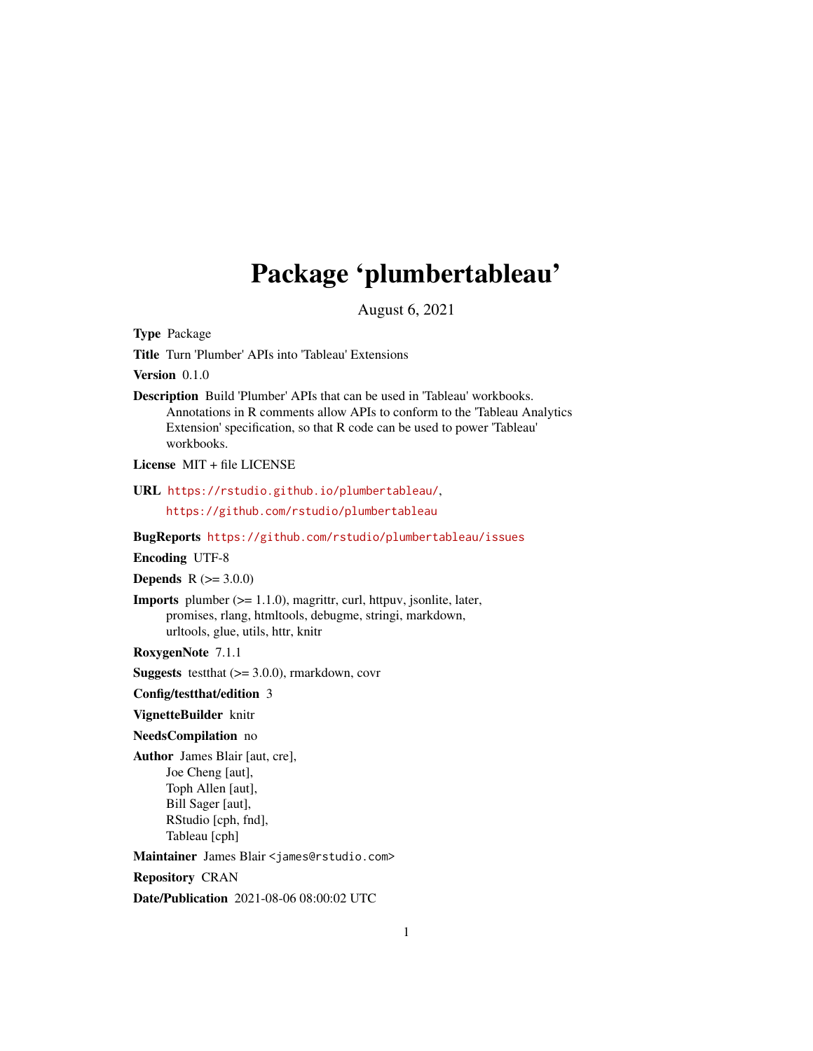# Package 'plumbertableau'

August 6, 2021

**Type** Package

**Title** Turn 'Plumber' APIs into 'Tableau' Extensions

**Version** 0.1.0

**Description** Build 'Plumber' APIs that can be used in 'Tableau' workbooks. Annotations in R comments allow APIs to conform to the 'Tableau Analytics Extension' specification, so that R code can be used to power 'Tableau' workbooks.

**License** MIT + file LICENSE

**URL** https://rstudio.github.io/plumbertableau/, https://github.com/rstudio/plumbertableau

**BugReports** https://github.com/rstudio/plumbertableau/issues

**Encoding** UTF-8

**Depends** R (>= 3.0.0)

**Imports** plumber (>= 1.1.0), magrittr, curl, httpuv, jsonlite, later, promises, rlang, htmltools, debugme, stringi, markdown, urltools, glue, utils, httr, knitr

**RoxygenNote** 7.1.1

**Suggests** testthat (>= 3.0.0), rmarkdown, covr

**Config/testthat/edition** 3

**VignetteBuilder** knitr

**NeedsCompilation** no

**Author** James Blair [aut, cre], Joe Cheng [aut], Toph Allen [aut], Bill Sager [aut], RStudio [cph, fnd], Tableau [cph]

**Maintainer** James Blair <james@rstudio.com>

**Repository** CRAN

**Date/Publication** 2021-08-06 08:00:02 UTC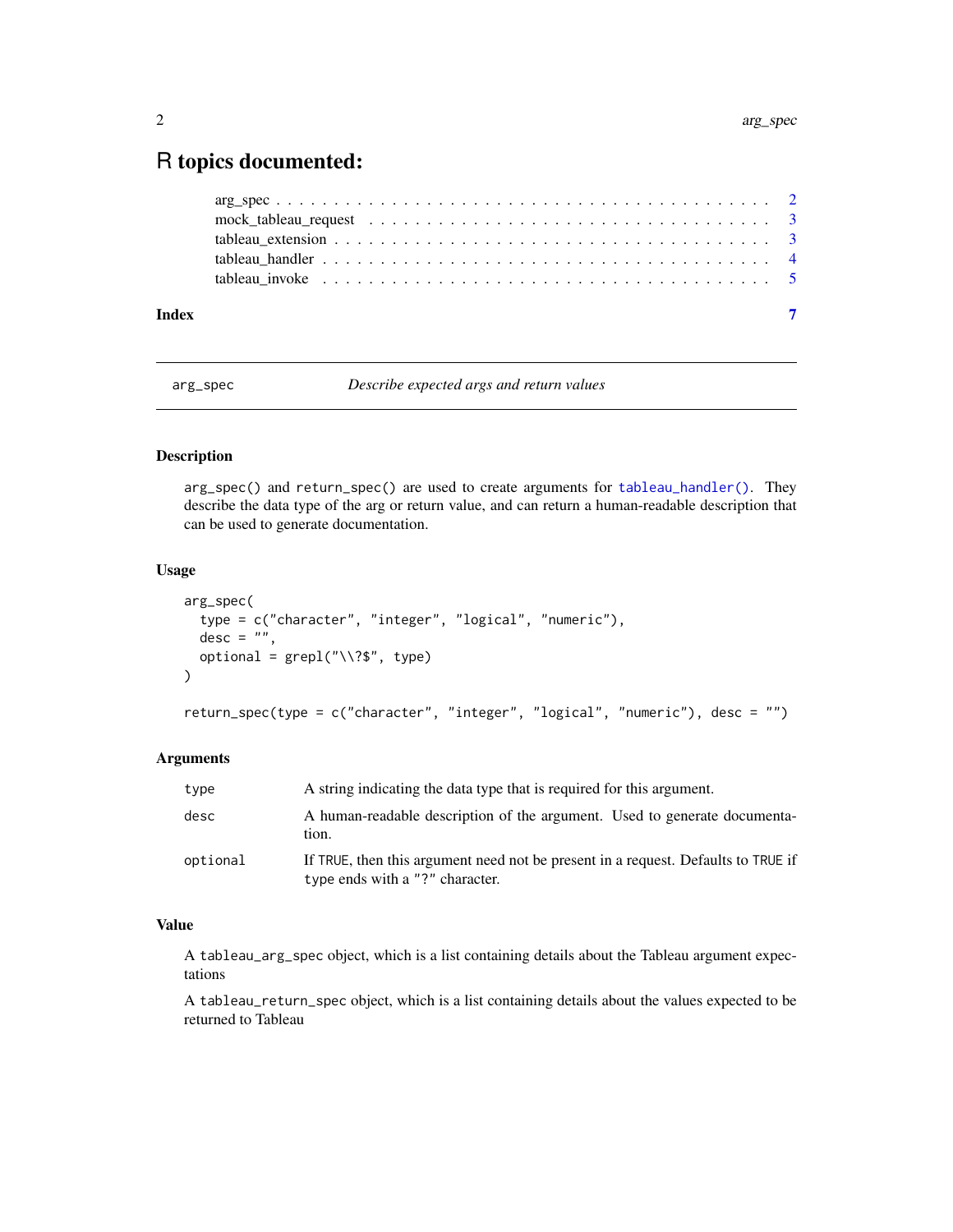# R topics documented:

- arg_spec . . . . . . . . . . . . . . . . . . . . . . . . . . . . . . . . . . . . . . . . 2
- mock_tableau_request . . . . . . . . . . . . . . . . . . . . . . . . . . . . . . . . . 3
- tableau_extension . . . . . . . . . . . . . . . . . . . . . . . . . . . . . . . . . . . 3
- tableau_handler . . . . . . . . . . . . . . . . . . . . . . . . . . . . . . . . . . . . 4
- tableau_invoke . . . . . . . . . . . . . . . . . . . . . . . . . . . . . . . . . . . . 5

**Index** 7

---

`arg_spec` *Describe expected args and return values*

---

### Description

`arg_spec()` and `return_spec()` are used to create arguments for `tableau_handler()`. They describe the data type of the arg or return value, and can return a human-readable description that can be used to generate documentation.

### Usage

```
arg_spec(
  type = c("character", "integer", "logical", "numeric"),
  desc = "",
  optional = grepl("\\?$", type)
)

return_spec(type = c("character", "integer", "logical", "numeric"), desc = "")
```

### Arguments

| | |
|---|---|
| `type` | A string indicating the data type that is required for this argument. |
| `desc` | A human-readable description of the argument. Used to generate documentation. |
| `optional` | If `TRUE`, then this argument need not be present in a request. Defaults to `TRUE` if `type` ends with a `"?"` character. |

### Value

A `tableau_arg_spec` object, which is a list containing details about the Tableau argument expectations

A `tableau_return_spec` object, which is a list containing details about the values expected to be returned to Tableau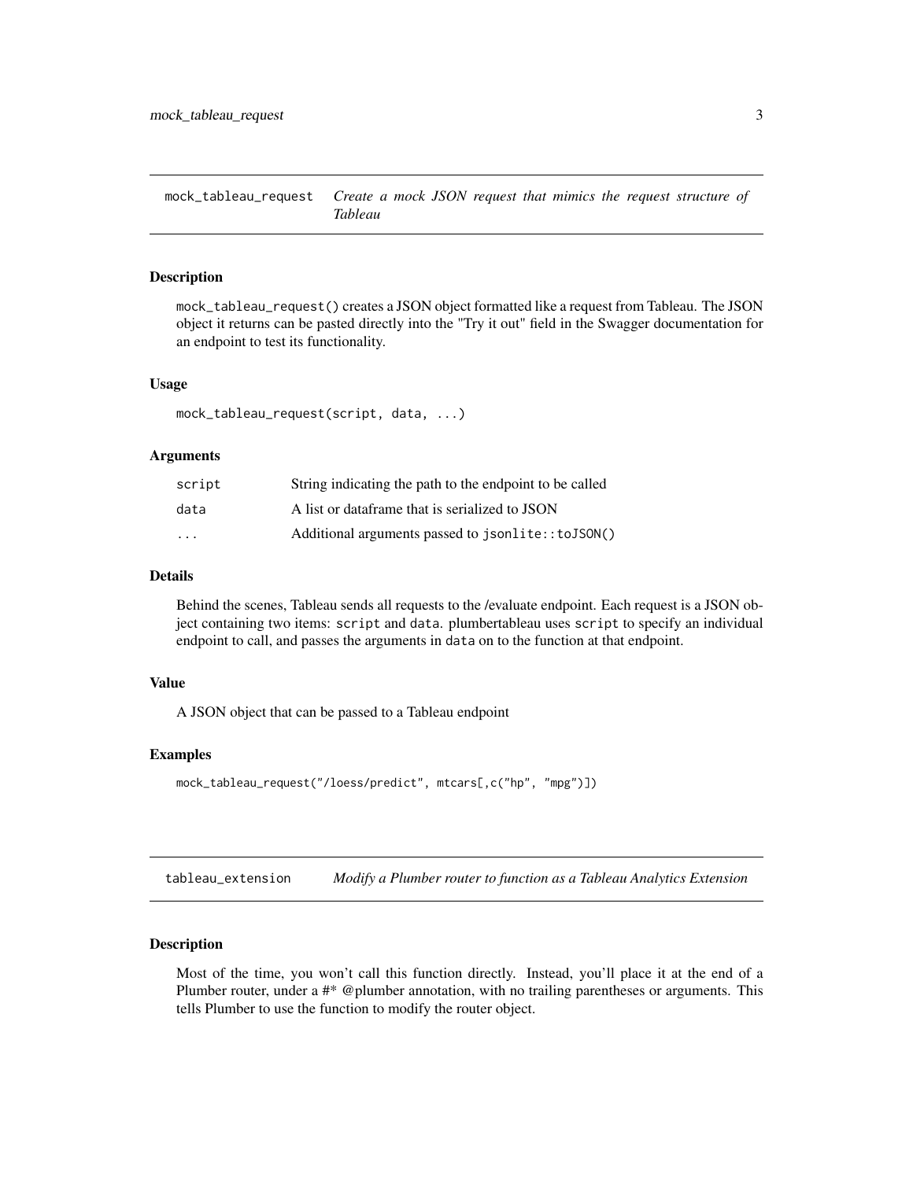## mock_tableau_request — *Create a mock JSON request that mimics the request structure of Tableau*

### Description

`mock_tableau_request()` creates a JSON object formatted like a request from Tableau. The JSON object it returns can be pasted directly into the "Try it out" field in the Swagger documentation for an endpoint to test its functionality.

### Usage

```
mock_tableau_request(script, data, ...)
```

### Arguments

| | |
|---|---|
| `script` | String indicating the path to the endpoint to be called |
| `data` | A list or dataframe that is serialized to JSON |
| `...` | Additional arguments passed to `jsonlite::toJSON()` |

### Details

Behind the scenes, Tableau sends all requests to the /evaluate endpoint. Each request is a JSON object containing two items: `script` and `data`. plumbertableau uses `script` to specify an individual endpoint to call, and passes the arguments in `data` on to the function at that endpoint.

### Value

A JSON object that can be passed to a Tableau endpoint

### Examples

```
mock_tableau_request("/loess/predict", mtcars[,c("hp", "mpg")])
```

## tableau_extension — *Modify a Plumber router to function as a Tableau Analytics Extension*

### Description

Most of the time, you won't call this function directly. Instead, you'll place it at the end of a Plumber router, under a #* @plumber annotation, with no trailing parentheses or arguments. This tells Plumber to use the function to modify the router object.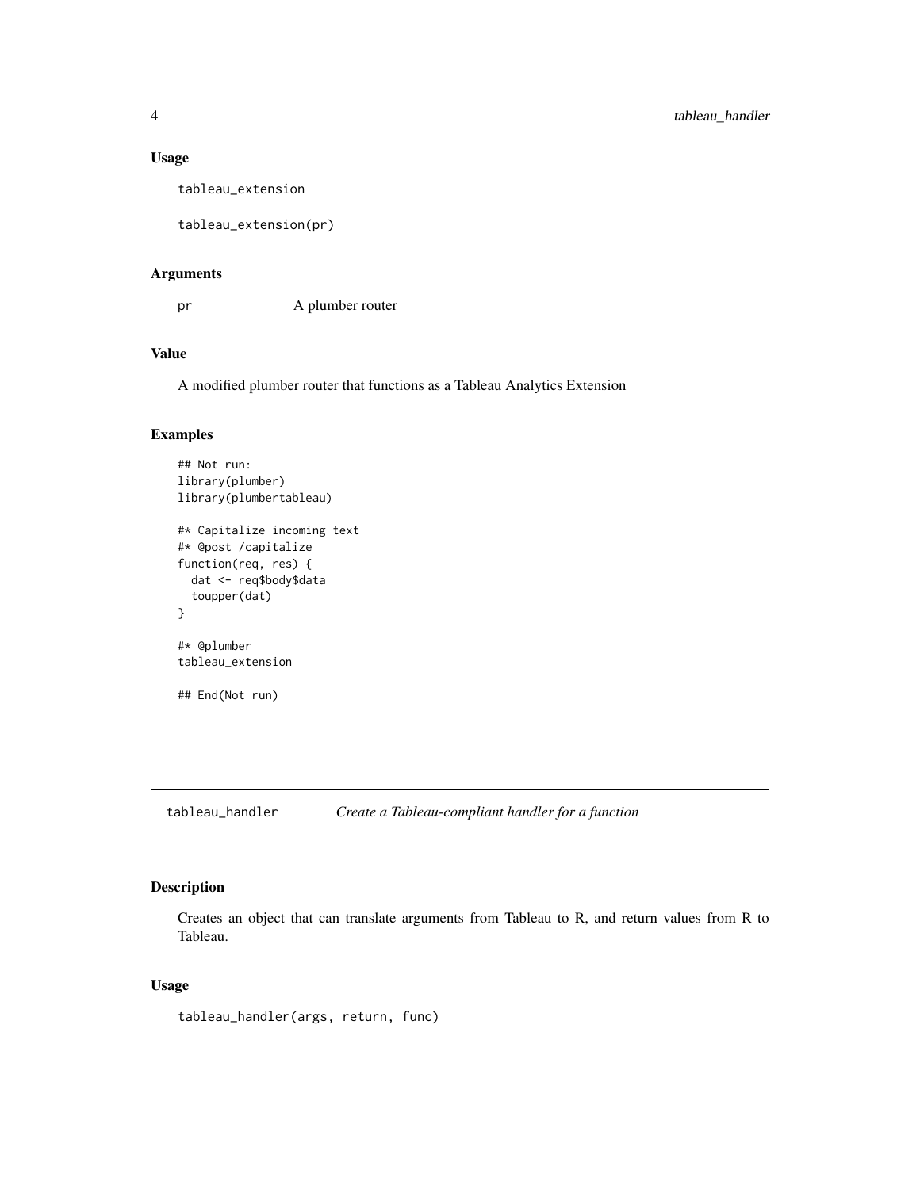### Usage

```
tableau_extension

tableau_extension(pr)
```

### Arguments

| | |
|---|---|
| pr | A plumber router |

### Value

A modified plumber router that functions as a Tableau Analytics Extension

### Examples

```
## Not run:
library(plumber)
library(plumbertableau)

#* Capitalize incoming text
#* @post /capitalize
function(req, res) {
  dat <- req$body$data
  toupper(dat)
}

#* @plumber
tableau_extension

## End(Not run)
```

---

## tableau_handler *Create a Tableau-compliant handler for a function*

---

### Description

Creates an object that can translate arguments from Tableau to R, and return values from R to Tableau.

### Usage

```
tableau_handler(args, return, func)
```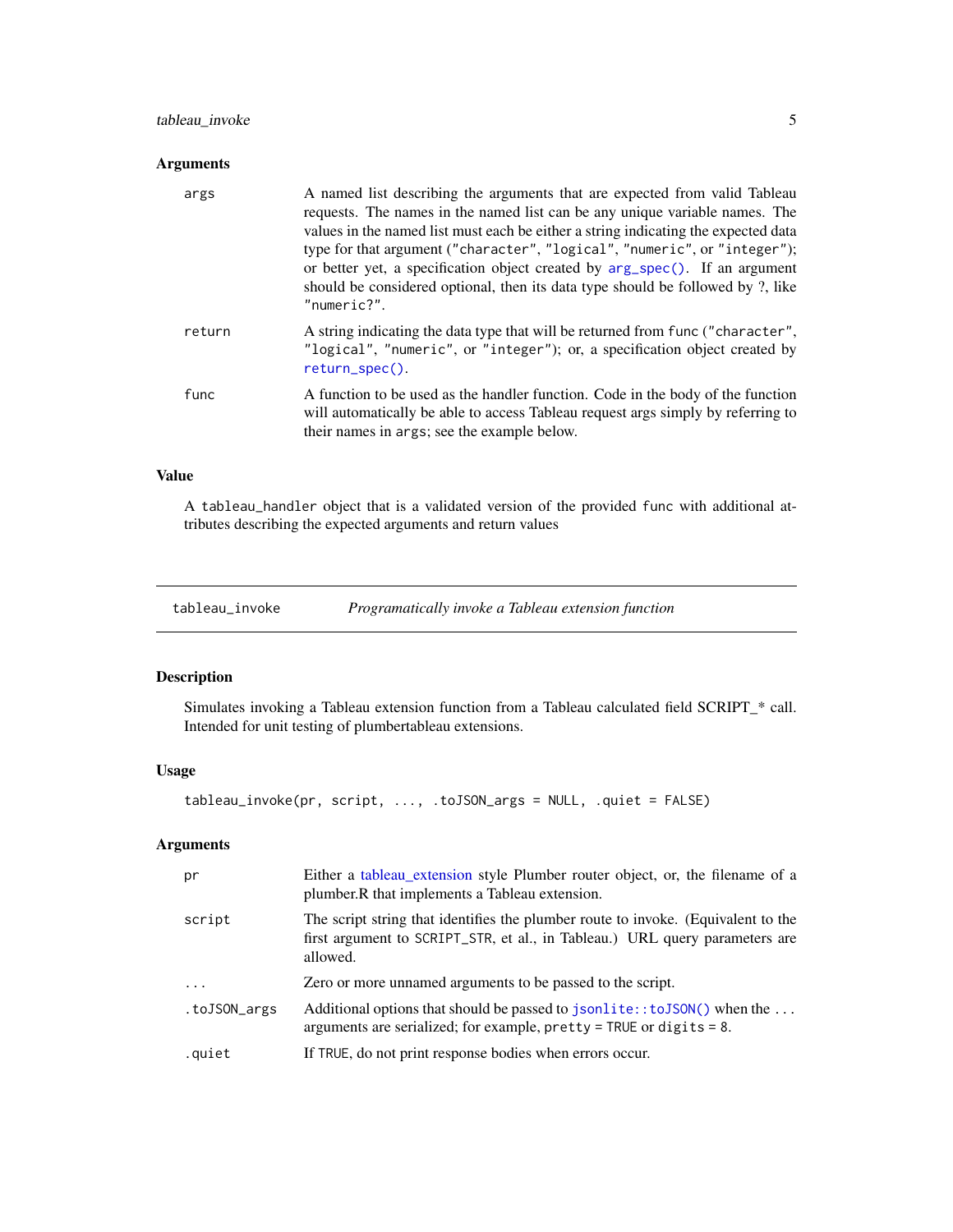## Arguments

| | |
|---|---|
| `args` | A named list describing the arguments that are expected from valid Tableau requests. The names in the named list can be any unique variable names. The values in the named list must each be either a string indicating the expected data type for that argument ("character", "logical", "numeric", or "integer"); or better yet, a specification object created by `arg_spec()`. If an argument should be considered optional, then its data type should be followed by ?, like "numeric?". |
| `return` | A string indicating the data type that will be returned from `func` ("character", "logical", "numeric", or "integer"); or, a specification object created by `return_spec()`. |
| `func` | A function to be used as the handler function. Code in the body of the function will automatically be able to access Tableau request args simply by referring to their names in `args`; see the example below. |

## Value

A `tableau_handler` object that is a validated version of the provided `func` with additional attributes describing the expected arguments and return values

---

# tableau_invoke — *Programatically invoke a Tableau extension function*

## Description

Simulates invoking a Tableau extension function from a Tableau calculated field SCRIPT_* call. Intended for unit testing of plumbertableau extensions.

## Usage

```
tableau_invoke(pr, script, ..., .toJSON_args = NULL, .quiet = FALSE)
```

## Arguments

| | |
|---|---|
| `pr` | Either a tableau_extension style Plumber router object, or, the filename of a plumber.R that implements a Tableau extension. |
| `script` | The script string that identifies the plumber route to invoke. (Equivalent to the first argument to `SCRIPT_STR`, et al., in Tableau.) URL query parameters are allowed. |
| `...` | Zero or more unnamed arguments to be passed to the script. |
| `.toJSON_args` | Additional options that should be passed to `jsonlite::toJSON()` when the `...` arguments are serialized; for example, `pretty = TRUE` or `digits = 8`. |
| `.quiet` | If `TRUE`, do not print response bodies when errors occur. |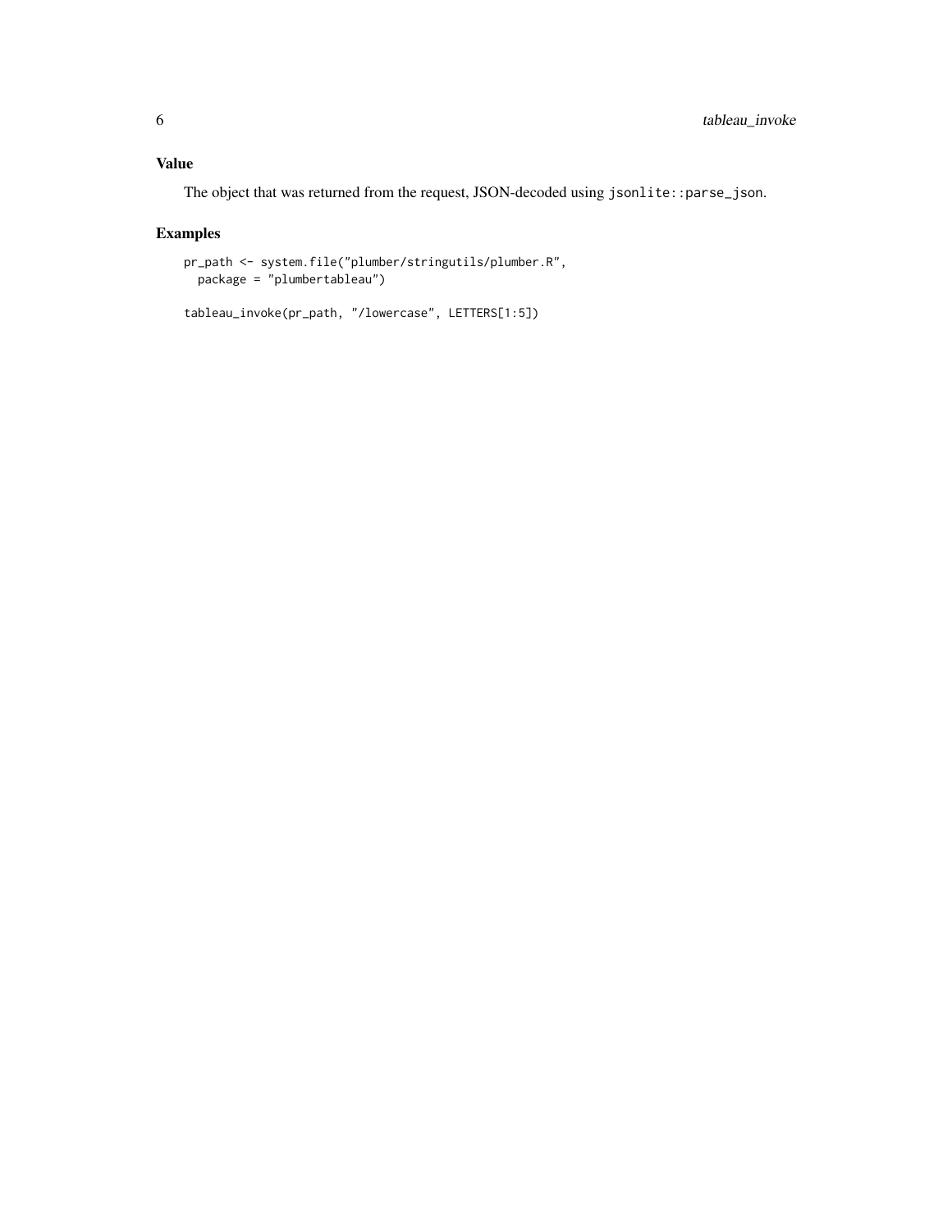### Value

The object that was returned from the request, JSON-decoded using `jsonlite::parse_json`.

### Examples

```
pr_path <- system.file("plumber/stringutils/plumber.R",
  package = "plumbertableau")

tableau_invoke(pr_path, "/lowercase", LETTERS[1:5])
```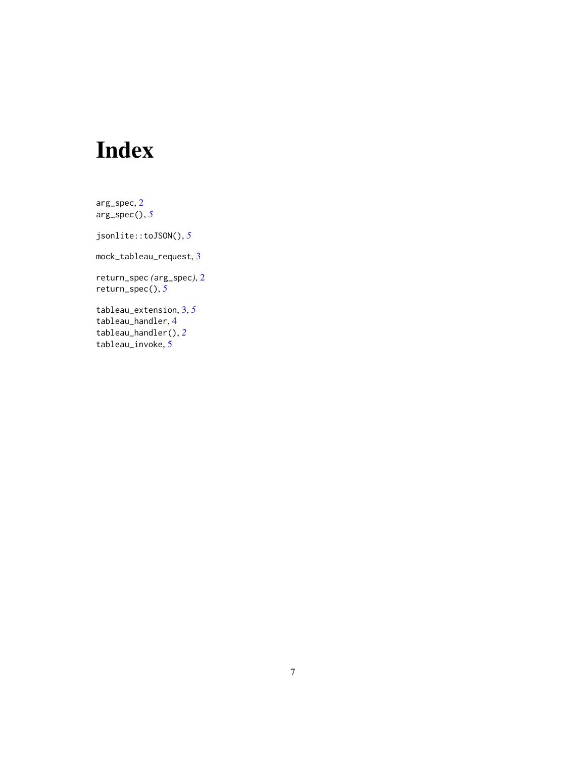# Index

arg_spec, 2
arg_spec(), *5*

jsonlite::toJSON(), *5*

mock_tableau_request, 3

return_spec *(*arg_spec*)*, 2
return_spec(), *5*

tableau_extension, 3, *5*
tableau_handler, 4
tableau_handler(), *2*
tableau_invoke, 5